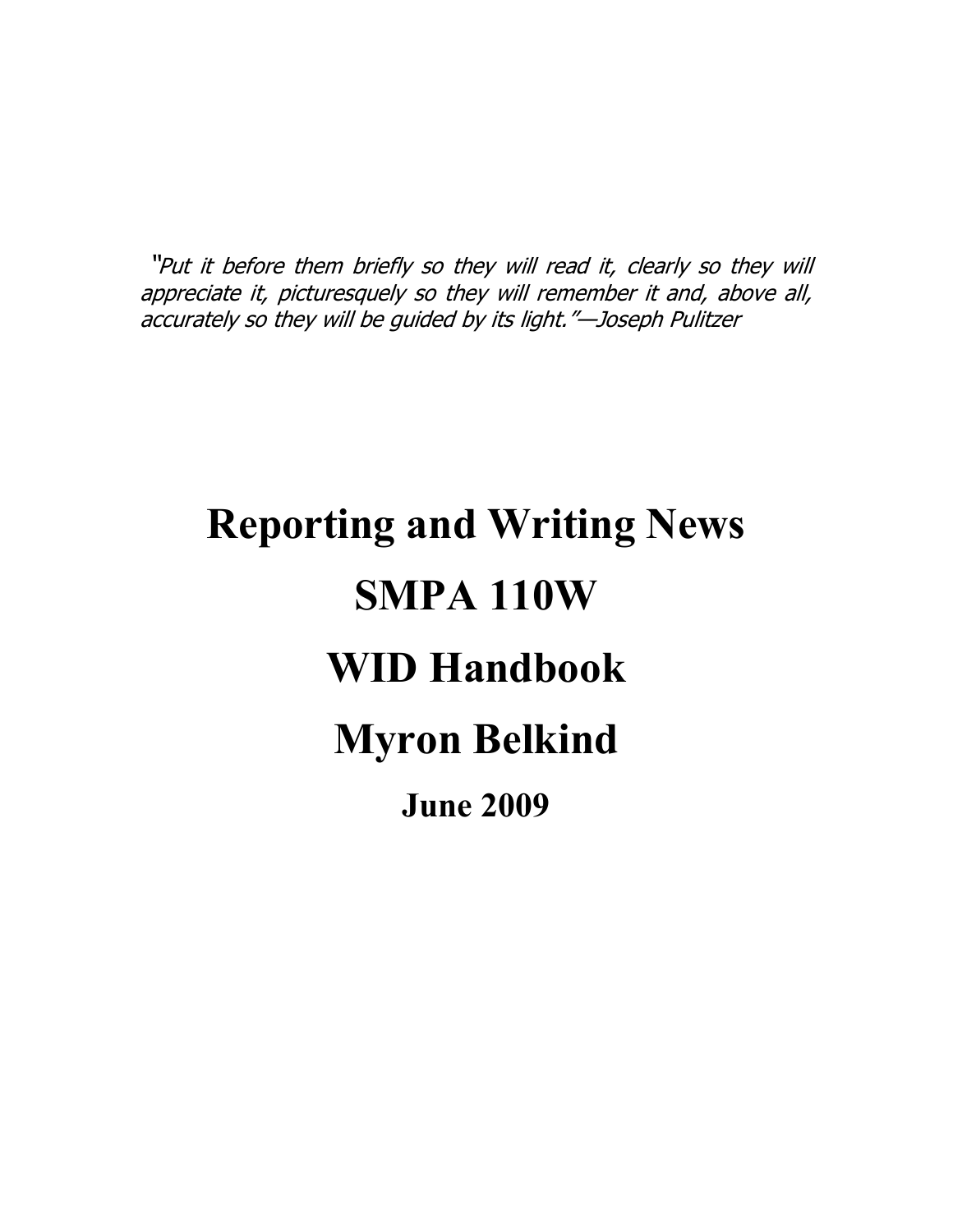*"Put it before them briefly so they will read it, clearly so they will appreciate it, picturesquely so they will remember it and, above all, accurately so they will be guided by its light."—Joseph Pulitzer*

# Reporting and Writing News

# SMPA 110W

# WID Handbook

# Myron Belkind

**June 2009**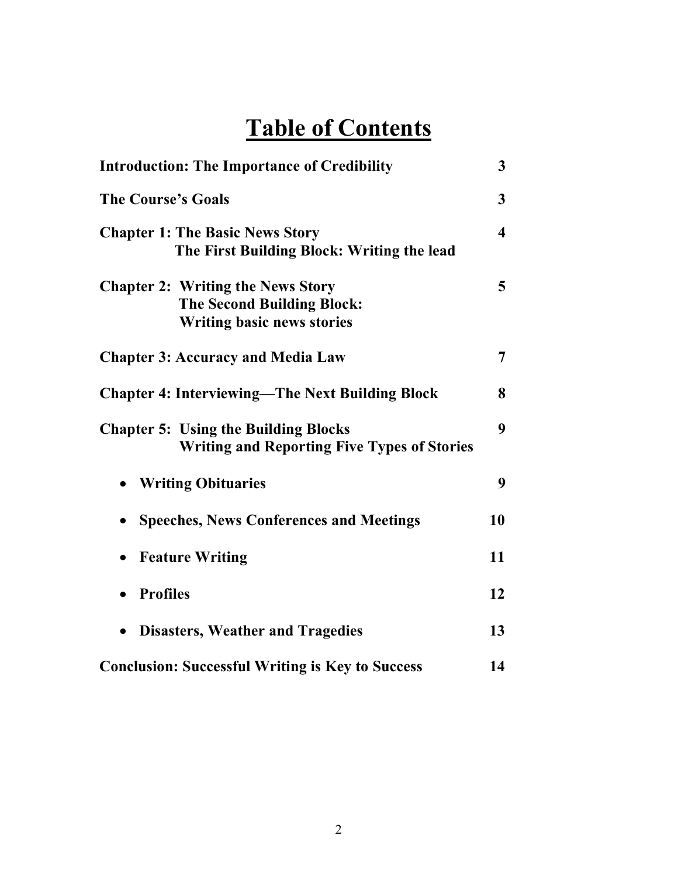# Table of Contents

| | |
|---|---|
| **Introduction: The Importance of Credibility** | **3** |
| **The Course's Goals** | **3** |
| **Chapter 1: The Basic News Story**<br>**The First Building Block: Writing the lead** | **4** |
| **Chapter 2: Writing the News Story**<br>**The Second Building Block:**<br>**Writing basic news stories** | **5** |
| **Chapter 3: Accuracy and Media Law** | **7** |
| **Chapter 4: Interviewing—The Next Building Block** | **8** |
| **Chapter 5: Using the Building Blocks**<br>**Writing and Reporting Five Types of Stories** | **9** |
| • **Writing Obituaries** | **9** |
| • **Speeches, News Conferences and Meetings** | **10** |
| • **Feature Writing** | **11** |
| • **Profiles** | **12** |
| • **Disasters, Weather and Tragedies** | **13** |
| **Conclusion: Successful Writing is Key to Success** | **14** |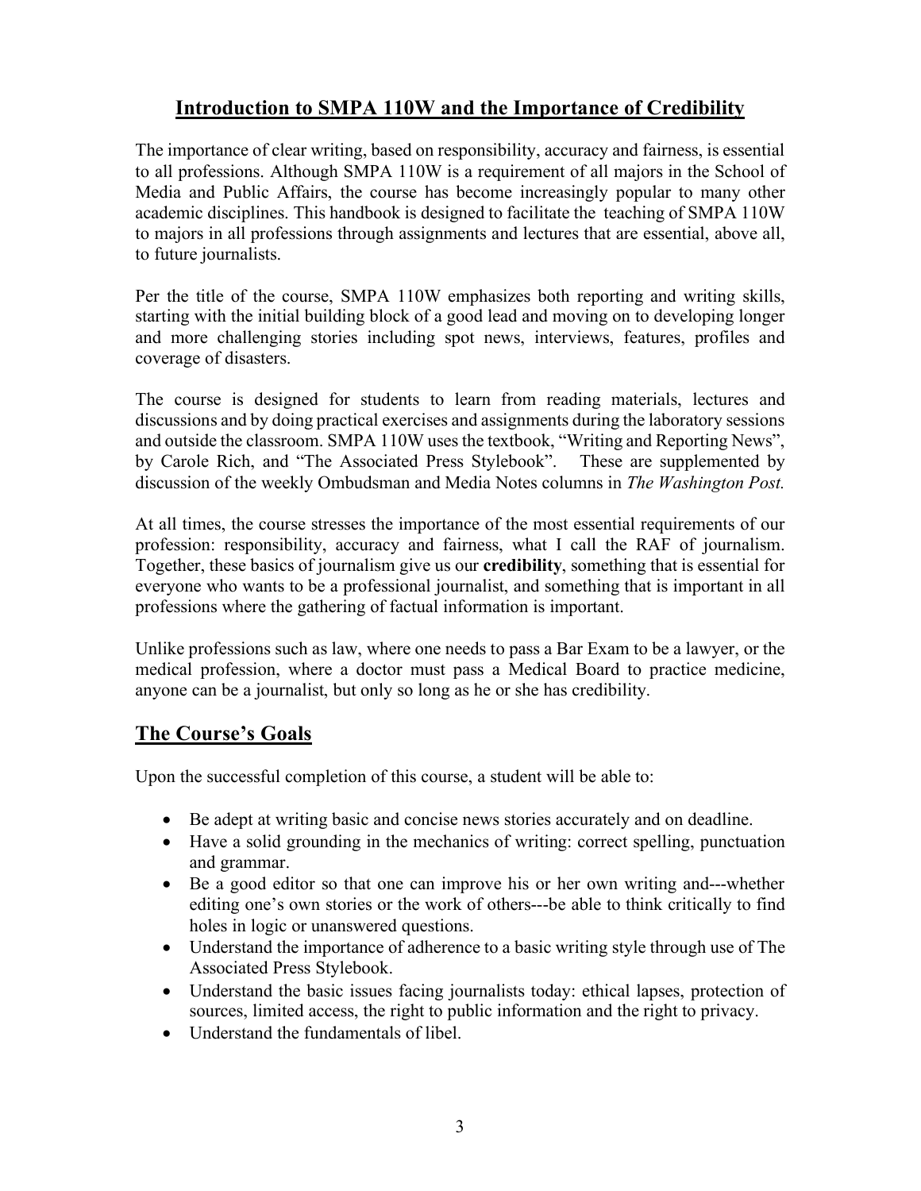## Introduction to SMPA 110W and the Importance of Credibility

The importance of clear writing, based on responsibility, accuracy and fairness, is essential to all professions. Although SMPA 110W is a requirement of all majors in the School of Media and Public Affairs, the course has become increasingly popular to many other academic disciplines. This handbook is designed to facilitate the teaching of SMPA 110W to majors in all professions through assignments and lectures that are essential, above all, to future journalists.

Per the title of the course, SMPA 110W emphasizes both reporting and writing skills, starting with the initial building block of a good lead and moving on to developing longer and more challenging stories including spot news, interviews, features, profiles and coverage of disasters.

The course is designed for students to learn from reading materials, lectures and discussions and by doing practical exercises and assignments during the laboratory sessions and outside the classroom. SMPA 110W uses the textbook, "Writing and Reporting News", by Carole Rich, and "The Associated Press Stylebook". These are supplemented by discussion of the weekly Ombudsman and Media Notes columns in *The Washington Post.*

At all times, the course stresses the importance of the most essential requirements of our profession: responsibility, accuracy and fairness, what I call the RAF of journalism. Together, these basics of journalism give us our **credibility**, something that is essential for everyone who wants to be a professional journalist, and something that is important in all professions where the gathering of factual information is important.

Unlike professions such as law, where one needs to pass a Bar Exam to be a lawyer, or the medical profession, where a doctor must pass a Medical Board to practice medicine, anyone can be a journalist, but only so long as he or she has credibility.

## The Course's Goals

Upon the successful completion of this course, a student will be able to:

- Be adept at writing basic and concise news stories accurately and on deadline.
- Have a solid grounding in the mechanics of writing: correct spelling, punctuation and grammar.
- Be a good editor so that one can improve his or her own writing and---whether editing one's own stories or the work of others---be able to think critically to find holes in logic or unanswered questions.
- Understand the importance of adherence to a basic writing style through use of The Associated Press Stylebook.
- Understand the basic issues facing journalists today: ethical lapses, protection of sources, limited access, the right to public information and the right to privacy.
- Understand the fundamentals of libel.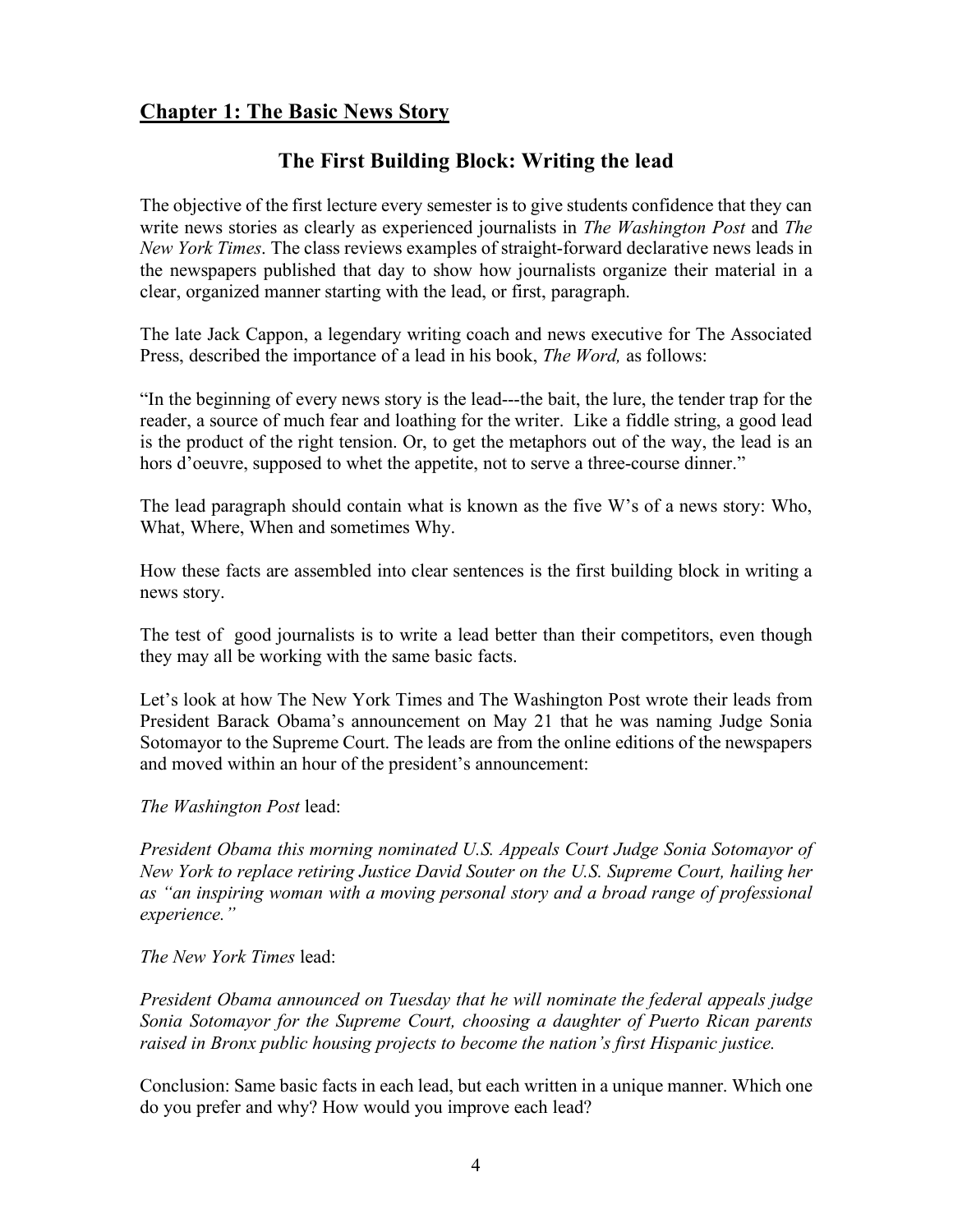## Chapter 1: The Basic News Story

### The First Building Block: Writing the lead

The objective of the first lecture every semester is to give students confidence that they can write news stories as clearly as experienced journalists in *The Washington Post* and *The New York Times*. The class reviews examples of straight-forward declarative news leads in the newspapers published that day to show how journalists organize their material in a clear, organized manner starting with the lead, or first, paragraph.

The late Jack Cappon, a legendary writing coach and news executive for The Associated Press, described the importance of a lead in his book, *The Word,* as follows:

"In the beginning of every news story is the lead---the bait, the lure, the tender trap for the reader, a source of much fear and loathing for the writer. Like a fiddle string, a good lead is the product of the right tension. Or, to get the metaphors out of the way, the lead is an hors d'oeuvre, supposed to whet the appetite, not to serve a three-course dinner."

The lead paragraph should contain what is known as the five W's of a news story: Who, What, Where, When and sometimes Why.

How these facts are assembled into clear sentences is the first building block in writing a news story.

The test of good journalists is to write a lead better than their competitors, even though they may all be working with the same basic facts.

Let's look at how The New York Times and The Washington Post wrote their leads from President Barack Obama's announcement on May 21 that he was naming Judge Sonia Sotomayor to the Supreme Court. The leads are from the online editions of the newspapers and moved within an hour of the president's announcement:

*The Washington Post* lead:

*President Obama this morning nominated U.S. Appeals Court Judge Sonia Sotomayor of New York to replace retiring Justice David Souter on the U.S. Supreme Court, hailing her as "an inspiring woman with a moving personal story and a broad range of professional experience."*

*The New York Times* lead:

*President Obama announced on Tuesday that he will nominate the federal appeals judge Sonia Sotomayor for the Supreme Court, choosing a daughter of Puerto Rican parents raised in Bronx public housing projects to become the nation's first Hispanic justice.*

Conclusion: Same basic facts in each lead, but each written in a unique manner. Which one do you prefer and why? How would you improve each lead?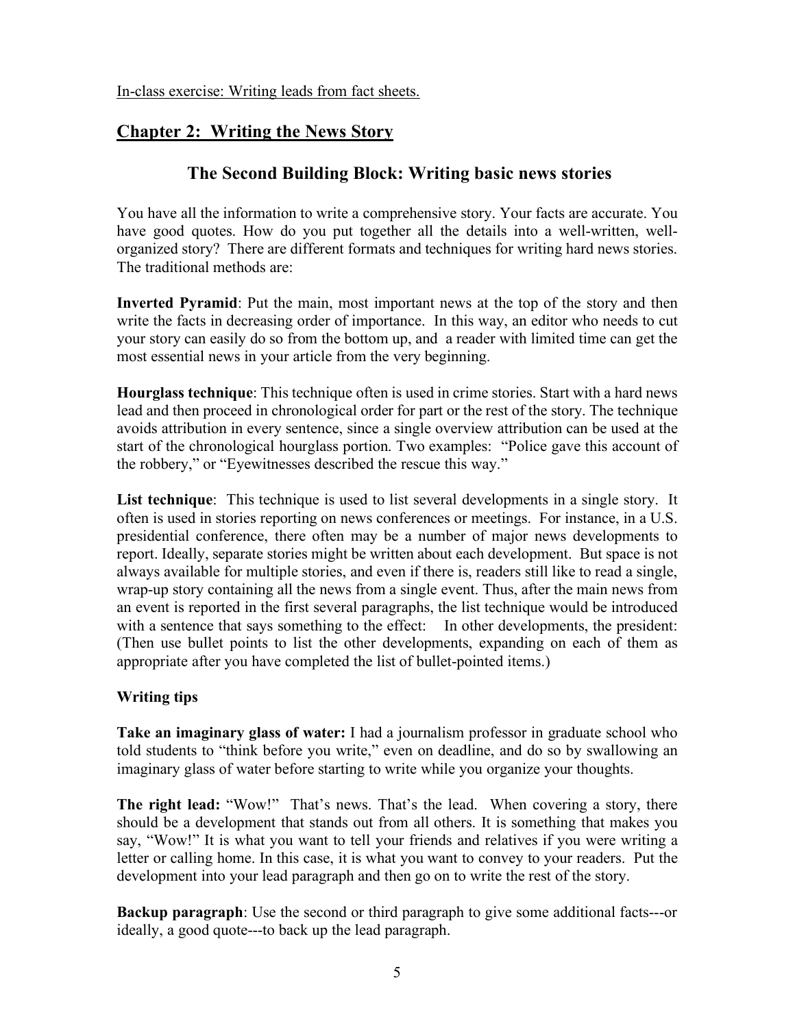In-class exercise: Writing leads from fact sheets.

## Chapter 2: Writing the News Story

### The Second Building Block: Writing basic news stories

You have all the information to write a comprehensive story. Your facts are accurate. You have good quotes. How do you put together all the details into a well-written, well-organized story? There are different formats and techniques for writing hard news stories. The traditional methods are:

**Inverted Pyramid**: Put the main, most important news at the top of the story and then write the facts in decreasing order of importance. In this way, an editor who needs to cut your story can easily do so from the bottom up, and a reader with limited time can get the most essential news in your article from the very beginning.

**Hourglass technique**: This technique often is used in crime stories. Start with a hard news lead and then proceed in chronological order for part or the rest of the story. The technique avoids attribution in every sentence, since a single overview attribution can be used at the start of the chronological hourglass portion. Two examples: "Police gave this account of the robbery," or "Eyewitnesses described the rescue this way."

**List technique**: This technique is used to list several developments in a single story. It often is used in stories reporting on news conferences or meetings. For instance, in a U.S. presidential conference, there often may be a number of major news developments to report. Ideally, separate stories might be written about each development. But space is not always available for multiple stories, and even if there is, readers still like to read a single, wrap-up story containing all the news from a single event. Thus, after the main news from an event is reported in the first several paragraphs, the list technique would be introduced with a sentence that says something to the effect: In other developments, the president: (Then use bullet points to list the other developments, expanding on each of them as appropriate after you have completed the list of bullet-pointed items.)

**Writing tips**

**Take an imaginary glass of water:** I had a journalism professor in graduate school who told students to "think before you write," even on deadline, and do so by swallowing an imaginary glass of water before starting to write while you organize your thoughts.

**The right lead:** "Wow!" That's news. That's the lead. When covering a story, there should be a development that stands out from all others. It is something that makes you say, "Wow!" It is what you want to tell your friends and relatives if you were writing a letter or calling home. In this case, it is what you want to convey to your readers. Put the development into your lead paragraph and then go on to write the rest of the story.

**Backup paragraph**: Use the second or third paragraph to give some additional facts---or ideally, a good quote---to back up the lead paragraph.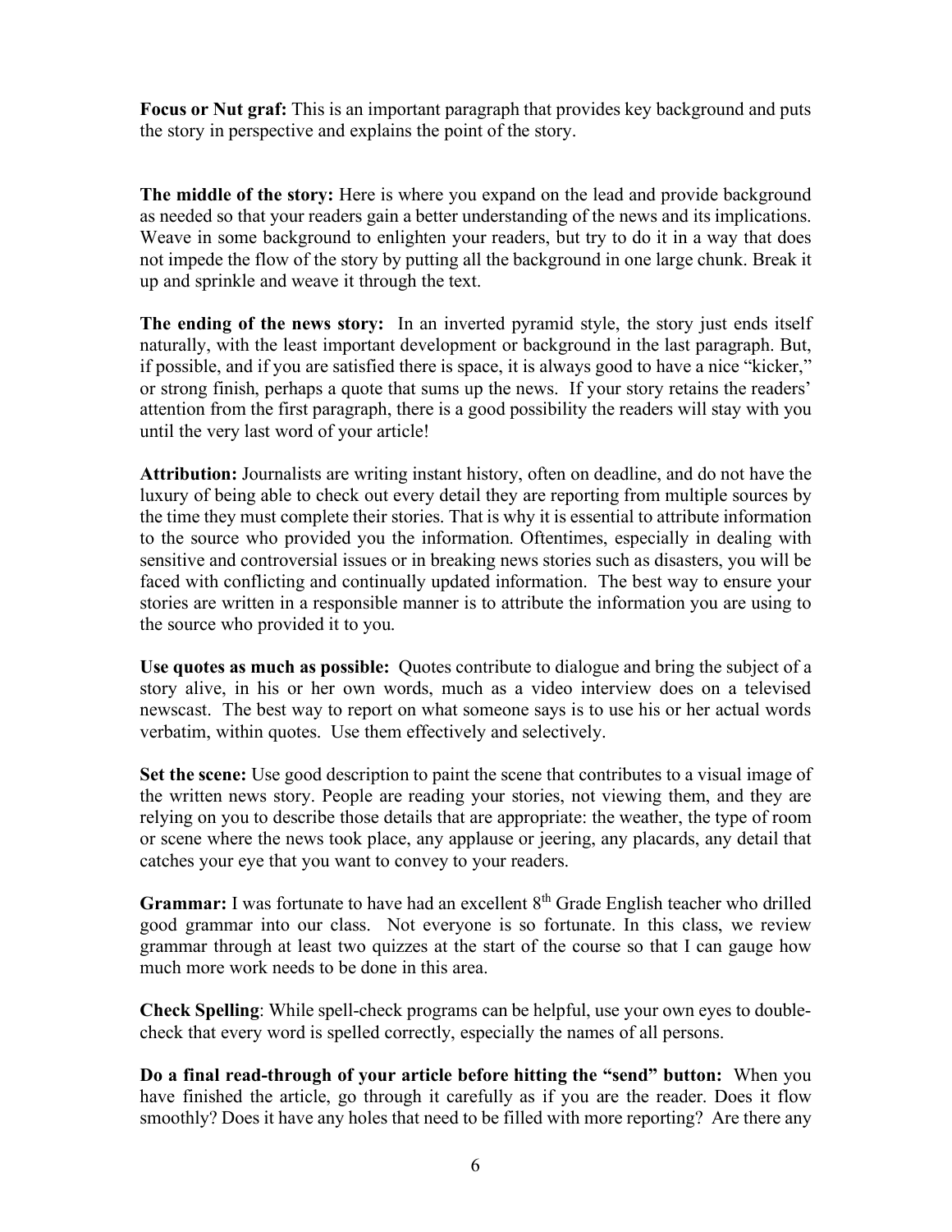**Focus or Nut graf:** This is an important paragraph that provides key background and puts the story in perspective and explains the point of the story.

**The middle of the story:** Here is where you expand on the lead and provide background as needed so that your readers gain a better understanding of the news and its implications. Weave in some background to enlighten your readers, but try to do it in a way that does not impede the flow of the story by putting all the background in one large chunk. Break it up and sprinkle and weave it through the text.

**The ending of the news story:** In an inverted pyramid style, the story just ends itself naturally, with the least important development or background in the last paragraph. But, if possible, and if you are satisfied there is space, it is always good to have a nice "kicker," or strong finish, perhaps a quote that sums up the news. If your story retains the readers' attention from the first paragraph, there is a good possibility the readers will stay with you until the very last word of your article!

**Attribution:** Journalists are writing instant history, often on deadline, and do not have the luxury of being able to check out every detail they are reporting from multiple sources by the time they must complete their stories. That is why it is essential to attribute information to the source who provided you the information. Oftentimes, especially in dealing with sensitive and controversial issues or in breaking news stories such as disasters, you will be faced with conflicting and continually updated information. The best way to ensure your stories are written in a responsible manner is to attribute the information you are using to the source who provided it to you.

**Use quotes as much as possible:** Quotes contribute to dialogue and bring the subject of a story alive, in his or her own words, much as a video interview does on a televised newscast. The best way to report on what someone says is to use his or her actual words verbatim, within quotes. Use them effectively and selectively.

**Set the scene:** Use good description to paint the scene that contributes to a visual image of the written news story. People are reading your stories, not viewing them, and they are relying on you to describe those details that are appropriate: the weather, the type of room or scene where the news took place, any applause or jeering, any placards, any detail that catches your eye that you want to convey to your readers.

**Grammar:** I was fortunate to have had an excellent 8th Grade English teacher who drilled good grammar into our class. Not everyone is so fortunate. In this class, we review grammar through at least two quizzes at the start of the course so that I can gauge how much more work needs to be done in this area.

**Check Spelling**: While spell-check programs can be helpful, use your own eyes to double-check that every word is spelled correctly, especially the names of all persons.

**Do a final read-through of your article before hitting the "send" button:** When you have finished the article, go through it carefully as if you are the reader. Does it flow smoothly? Does it have any holes that need to be filled with more reporting? Are there any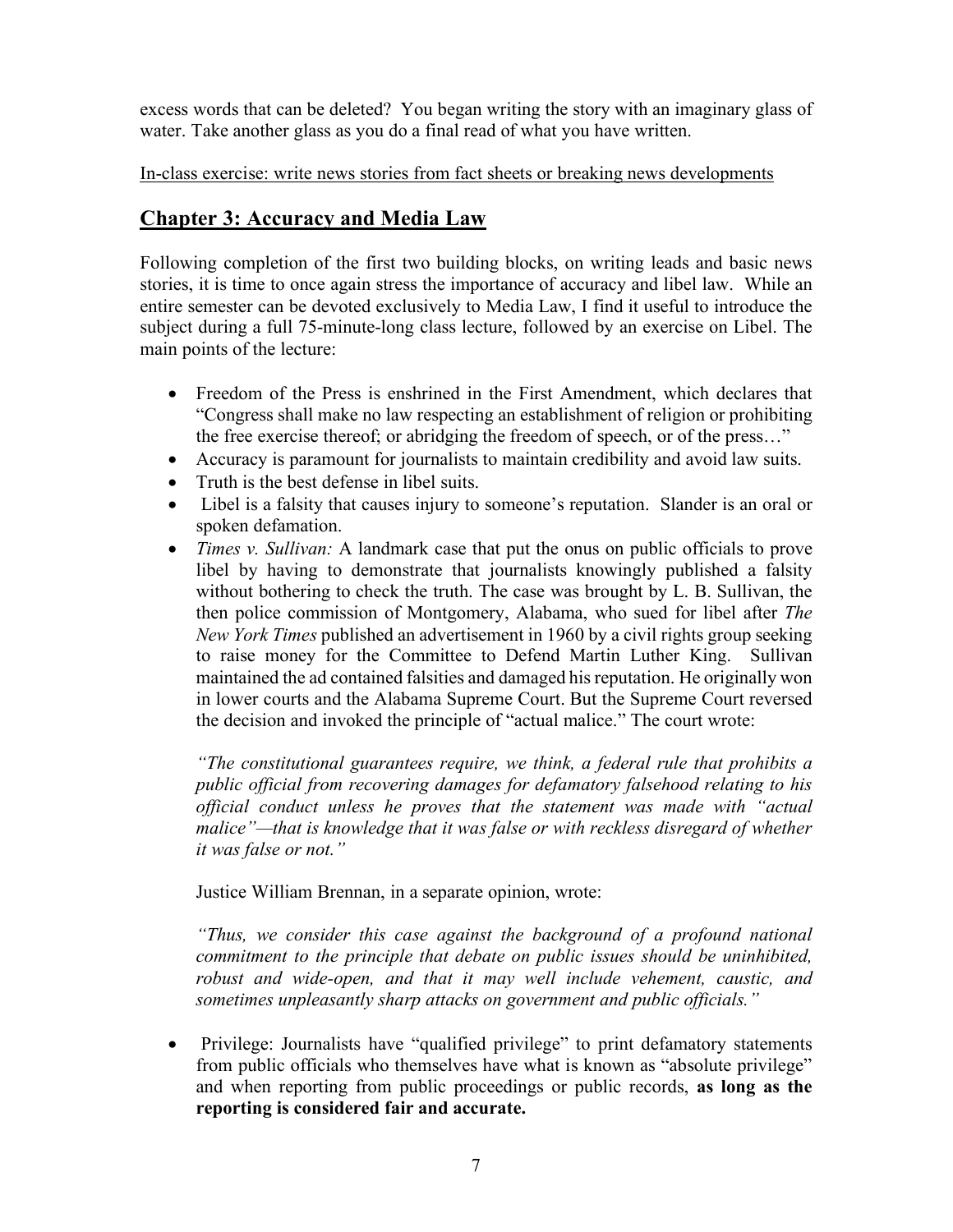excess words that can be deleted? You began writing the story with an imaginary glass of water. Take another glass as you do a final read of what you have written.

<u>In-class exercise: write news stories from fact sheets or breaking news developments</u>

## Chapter 3: Accuracy and Media Law

Following completion of the first two building blocks, on writing leads and basic news stories, it is time to once again stress the importance of accuracy and libel law. While an entire semester can be devoted exclusively to Media Law, I find it useful to introduce the subject during a full 75-minute-long class lecture, followed by an exercise on Libel. The main points of the lecture:

- Freedom of the Press is enshrined in the First Amendment, which declares that "Congress shall make no law respecting an establishment of religion or prohibiting the free exercise thereof; or abridging the freedom of speech, or of the press…"
- Accuracy is paramount for journalists to maintain credibility and avoid law suits.
- Truth is the best defense in libel suits.
- Libel is a falsity that causes injury to someone's reputation. Slander is an oral or spoken defamation.
- *Times v. Sullivan:* A landmark case that put the onus on public officials to prove libel by having to demonstrate that journalists knowingly published a falsity without bothering to check the truth. The case was brought by L. B. Sullivan, the then police commission of Montgomery, Alabama, who sued for libel after *The New York Times* published an advertisement in 1960 by a civil rights group seeking to raise money for the Committee to Defend Martin Luther King. Sullivan maintained the ad contained falsities and damaged his reputation. He originally won in lower courts and the Alabama Supreme Court. But the Supreme Court reversed the decision and invoked the principle of "actual malice." The court wrote:

  *"The constitutional guarantees require, we think, a federal rule that prohibits a public official from recovering damages for defamatory falsehood relating to his official conduct unless he proves that the statement was made with "actual malice"—that is knowledge that it was false or with reckless disregard of whether it was false or not."*

  Justice William Brennan, in a separate opinion, wrote:

  *"Thus, we consider this case against the background of a profound national commitment to the principle that debate on public issues should be uninhibited, robust and wide-open, and that it may well include vehement, caustic, and sometimes unpleasantly sharp attacks on government and public officials."*

- Privilege: Journalists have "qualified privilege" to print defamatory statements from public officials who themselves have what is known as "absolute privilege" and when reporting from public proceedings or public records, **as long as the reporting is considered fair and accurate.**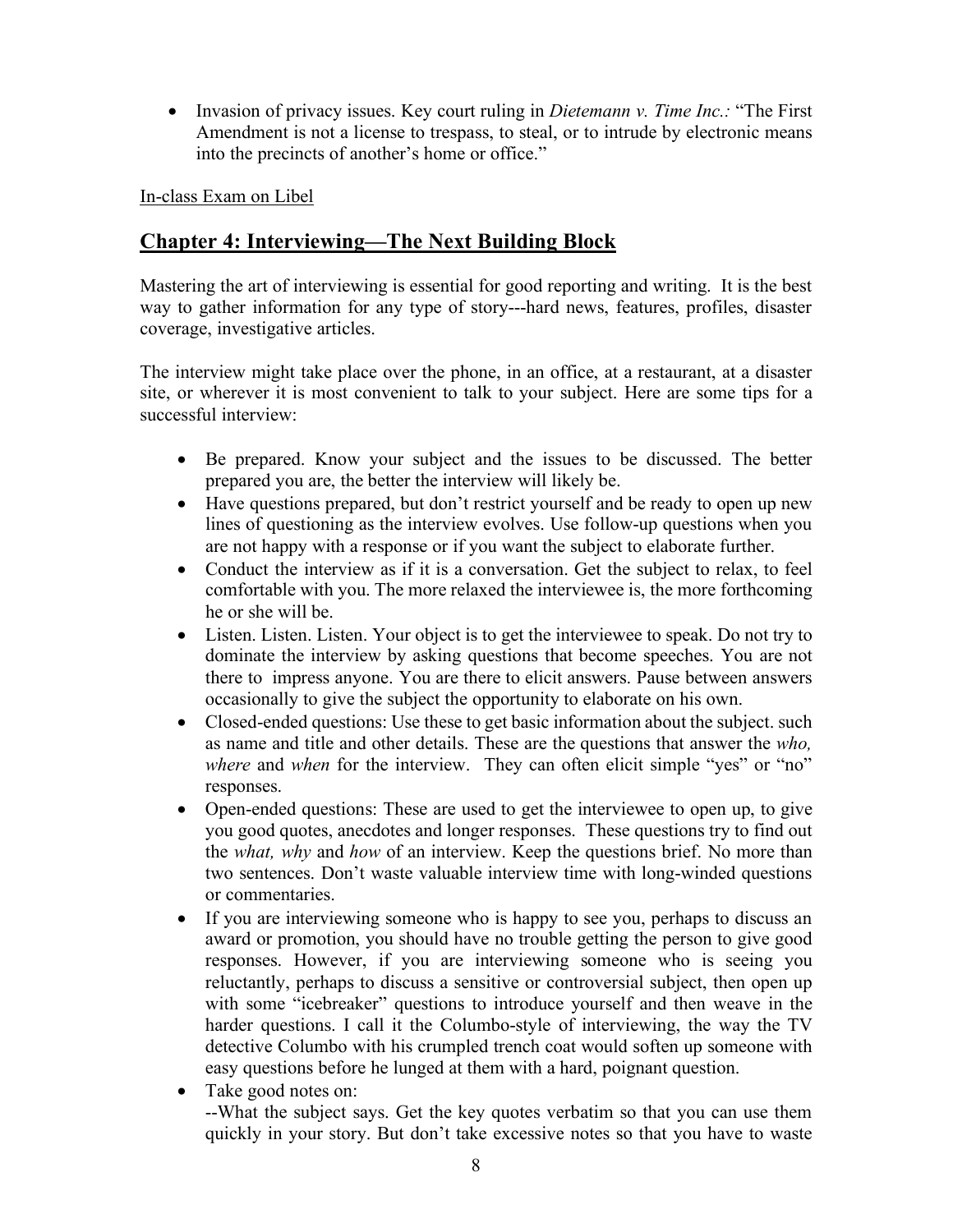- Invasion of privacy issues. Key court ruling in *Dietemann v. Time Inc.:* "The First Amendment is not a license to trespass, to steal, or to intrude by electronic means into the precincts of another's home or office."

In-class Exam on Libel

## Chapter 4: Interviewing—The Next Building Block

Mastering the art of interviewing is essential for good reporting and writing. It is the best way to gather information for any type of story---hard news, features, profiles, disaster coverage, investigative articles.

The interview might take place over the phone, in an office, at a restaurant, at a disaster site, or wherever it is most convenient to talk to your subject. Here are some tips for a successful interview:

- Be prepared. Know your subject and the issues to be discussed. The better prepared you are, the better the interview will likely be.
- Have questions prepared, but don't restrict yourself and be ready to open up new lines of questioning as the interview evolves. Use follow-up questions when you are not happy with a response or if you want the subject to elaborate further.
- Conduct the interview as if it is a conversation. Get the subject to relax, to feel comfortable with you. The more relaxed the interviewee is, the more forthcoming he or she will be.
- Listen. Listen. Listen. Your object is to get the interviewee to speak. Do not try to dominate the interview by asking questions that become speeches. You are not there to impress anyone. You are there to elicit answers. Pause between answers occasionally to give the subject the opportunity to elaborate on his own.
- Closed-ended questions: Use these to get basic information about the subject. such as name and title and other details. These are the questions that answer the *who, where* and *when* for the interview. They can often elicit simple "yes" or "no" responses.
- Open-ended questions: These are used to get the interviewee to open up, to give you good quotes, anecdotes and longer responses. These questions try to find out the *what, why* and *how* of an interview. Keep the questions brief. No more than two sentences. Don't waste valuable interview time with long-winded questions or commentaries.
- If you are interviewing someone who is happy to see you, perhaps to discuss an award or promotion, you should have no trouble getting the person to give good responses. However, if you are interviewing someone who is seeing you reluctantly, perhaps to discuss a sensitive or controversial subject, then open up with some "icebreaker" questions to introduce yourself and then weave in the harder questions. I call it the Columbo-style of interviewing, the way the TV detective Columbo with his crumpled trench coat would soften up someone with easy questions before he lunged at them with a hard, poignant question.
- Take good notes on:
  --What the subject says. Get the key quotes verbatim so that you can use them quickly in your story. But don't take excessive notes so that you have to waste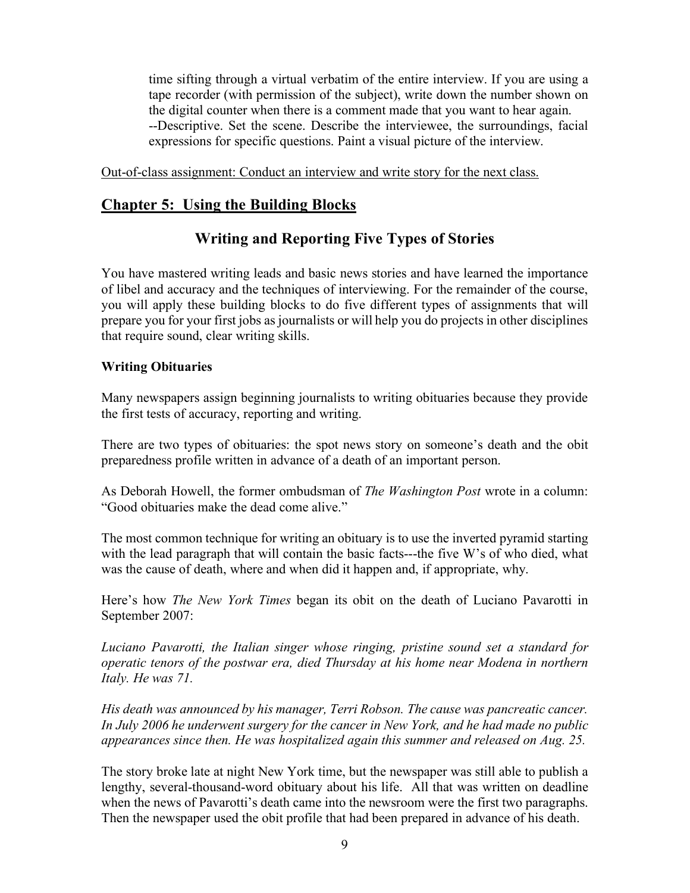time sifting through a virtual verbatim of the entire interview. If you are using a tape recorder (with permission of the subject), write down the number shown on the digital counter when there is a comment made that you want to hear again.
--Descriptive. Set the scene. Describe the interviewee, the surroundings, facial expressions for specific questions. Paint a visual picture of the interview.

<u>Out-of-class assignment: Conduct an interview and write story for the next class.</u>

## <u>Chapter 5: Using the Building Blocks</u>

### Writing and Reporting Five Types of Stories

You have mastered writing leads and basic news stories and have learned the importance of libel and accuracy and the techniques of interviewing. For the remainder of the course, you will apply these building blocks to do five different types of assignments that will prepare you for your first jobs as journalists or will help you do projects in other disciplines that require sound, clear writing skills.

**Writing Obituaries**

Many newspapers assign beginning journalists to writing obituaries because they provide the first tests of accuracy, reporting and writing.

There are two types of obituaries: the spot news story on someone's death and the obit preparedness profile written in advance of a death of an important person.

As Deborah Howell, the former ombudsman of *The Washington Post* wrote in a column: "Good obituaries make the dead come alive."

The most common technique for writing an obituary is to use the inverted pyramid starting with the lead paragraph that will contain the basic facts---the five W's of who died, what was the cause of death, where and when did it happen and, if appropriate, why.

Here's how *The New York Times* began its obit on the death of Luciano Pavarotti in September 2007:

*Luciano Pavarotti, the Italian singer whose ringing, pristine sound set a standard for operatic tenors of the postwar era, died Thursday at his home near Modena in northern Italy. He was 71.*

*His death was announced by his manager, Terri Robson. The cause was pancreatic cancer. In July 2006 he underwent surgery for the cancer in New York, and he had made no public appearances since then. He was hospitalized again this summer and released on Aug. 25.*

The story broke late at night New York time, but the newspaper was still able to publish a lengthy, several-thousand-word obituary about his life. All that was written on deadline when the news of Pavarotti's death came into the newsroom were the first two paragraphs. Then the newspaper used the obit profile that had been prepared in advance of his death.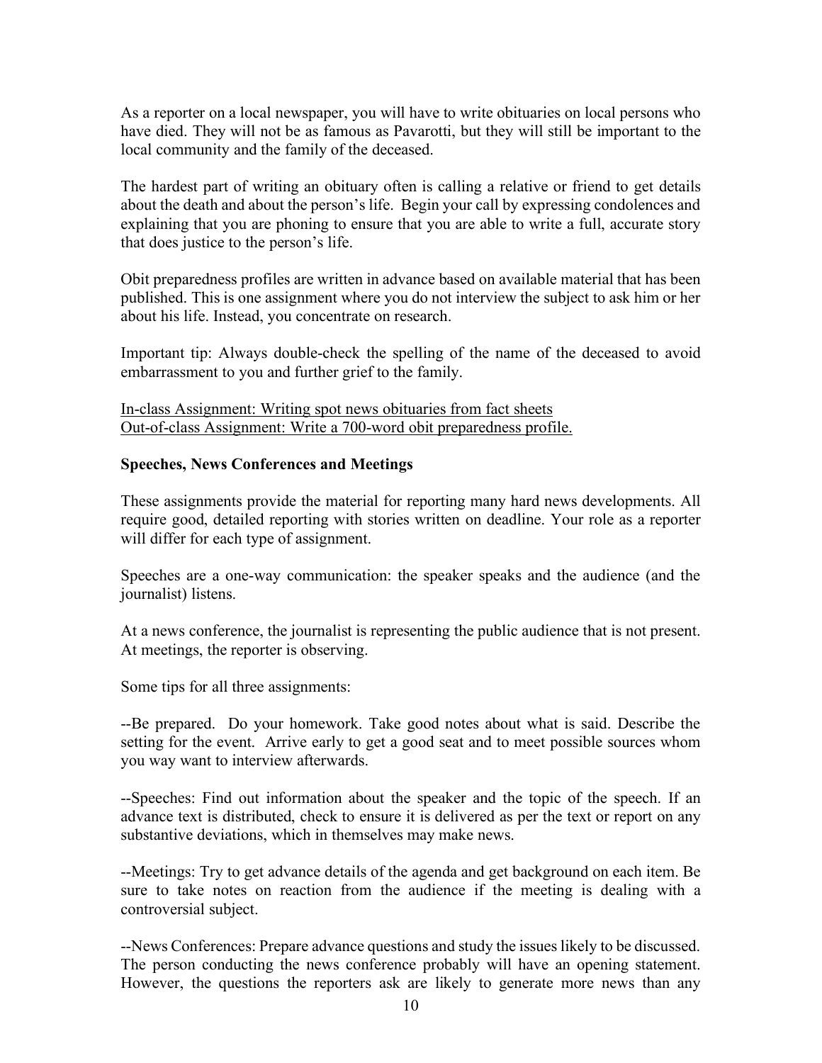As a reporter on a local newspaper, you will have to write obituaries on local persons who have died. They will not be as famous as Pavarotti, but they will still be important to the local community and the family of the deceased.

The hardest part of writing an obituary often is calling a relative or friend to get details about the death and about the person's life. Begin your call by expressing condolences and explaining that you are phoning to ensure that you are able to write a full, accurate story that does justice to the person's life.

Obit preparedness profiles are written in advance based on available material that has been published. This is one assignment where you do not interview the subject to ask him or her about his life. Instead, you concentrate on research.

Important tip: Always double-check the spelling of the name of the deceased to avoid embarrassment to you and further grief to the family.

<u>In-class Assignment: Writing spot news obituaries from fact sheets</u>
<u>Out-of-class Assignment: Write a 700-word obit preparedness profile.</u>

**Speeches, News Conferences and Meetings**

These assignments provide the material for reporting many hard news developments. All require good, detailed reporting with stories written on deadline. Your role as a reporter will differ for each type of assignment.

Speeches are a one-way communication: the speaker speaks and the audience (and the journalist) listens.

At a news conference, the journalist is representing the public audience that is not present. At meetings, the reporter is observing.

Some tips for all three assignments:

--Be prepared. Do your homework. Take good notes about what is said. Describe the setting for the event. Arrive early to get a good seat and to meet possible sources whom you way want to interview afterwards.

--Speeches: Find out information about the speaker and the topic of the speech. If an advance text is distributed, check to ensure it is delivered as per the text or report on any substantive deviations, which in themselves may make news.

--Meetings: Try to get advance details of the agenda and get background on each item. Be sure to take notes on reaction from the audience if the meeting is dealing with a controversial subject.

--News Conferences: Prepare advance questions and study the issues likely to be discussed. The person conducting the news conference probably will have an opening statement. However, the questions the reporters ask are likely to generate more news than any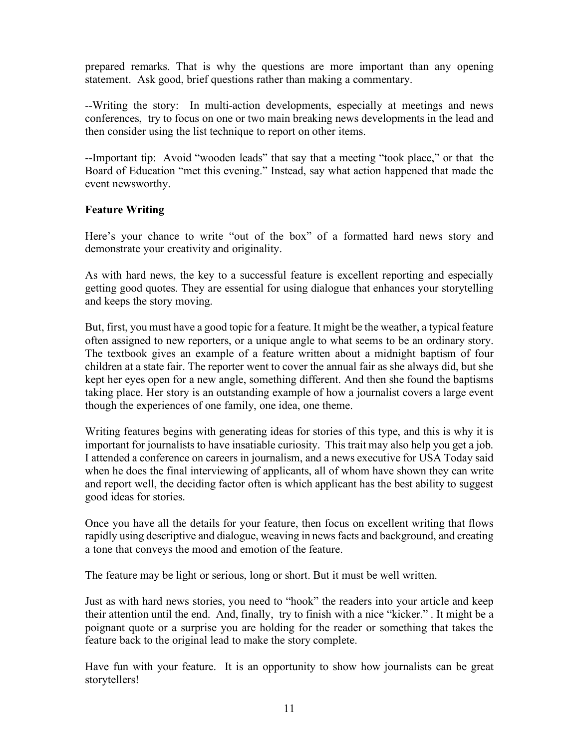prepared remarks. That is why the questions are more important than any opening statement. Ask good, brief questions rather than making a commentary.

--Writing the story: In multi-action developments, especially at meetings and news conferences, try to focus on one or two main breaking news developments in the lead and then consider using the list technique to report on other items.

--Important tip: Avoid "wooden leads" that say that a meeting "took place," or that the Board of Education "met this evening." Instead, say what action happened that made the event newsworthy.

**Feature Writing**

Here's your chance to write "out of the box" of a formatted hard news story and demonstrate your creativity and originality.

As with hard news, the key to a successful feature is excellent reporting and especially getting good quotes. They are essential for using dialogue that enhances your storytelling and keeps the story moving.

But, first, you must have a good topic for a feature. It might be the weather, a typical feature often assigned to new reporters, or a unique angle to what seems to be an ordinary story. The textbook gives an example of a feature written about a midnight baptism of four children at a state fair. The reporter went to cover the annual fair as she always did, but she kept her eyes open for a new angle, something different. And then she found the baptisms taking place. Her story is an outstanding example of how a journalist covers a large event though the experiences of one family, one idea, one theme.

Writing features begins with generating ideas for stories of this type, and this is why it is important for journalists to have insatiable curiosity. This trait may also help you get a job. I attended a conference on careers in journalism, and a news executive for USA Today said when he does the final interviewing of applicants, all of whom have shown they can write and report well, the deciding factor often is which applicant has the best ability to suggest good ideas for stories.

Once you have all the details for your feature, then focus on excellent writing that flows rapidly using descriptive and dialogue, weaving in news facts and background, and creating a tone that conveys the mood and emotion of the feature.

The feature may be light or serious, long or short. But it must be well written.

Just as with hard news stories, you need to "hook" the readers into your article and keep their attention until the end. And, finally, try to finish with a nice "kicker." . It might be a poignant quote or a surprise you are holding for the reader or something that takes the feature back to the original lead to make the story complete.

Have fun with your feature. It is an opportunity to show how journalists can be great storytellers!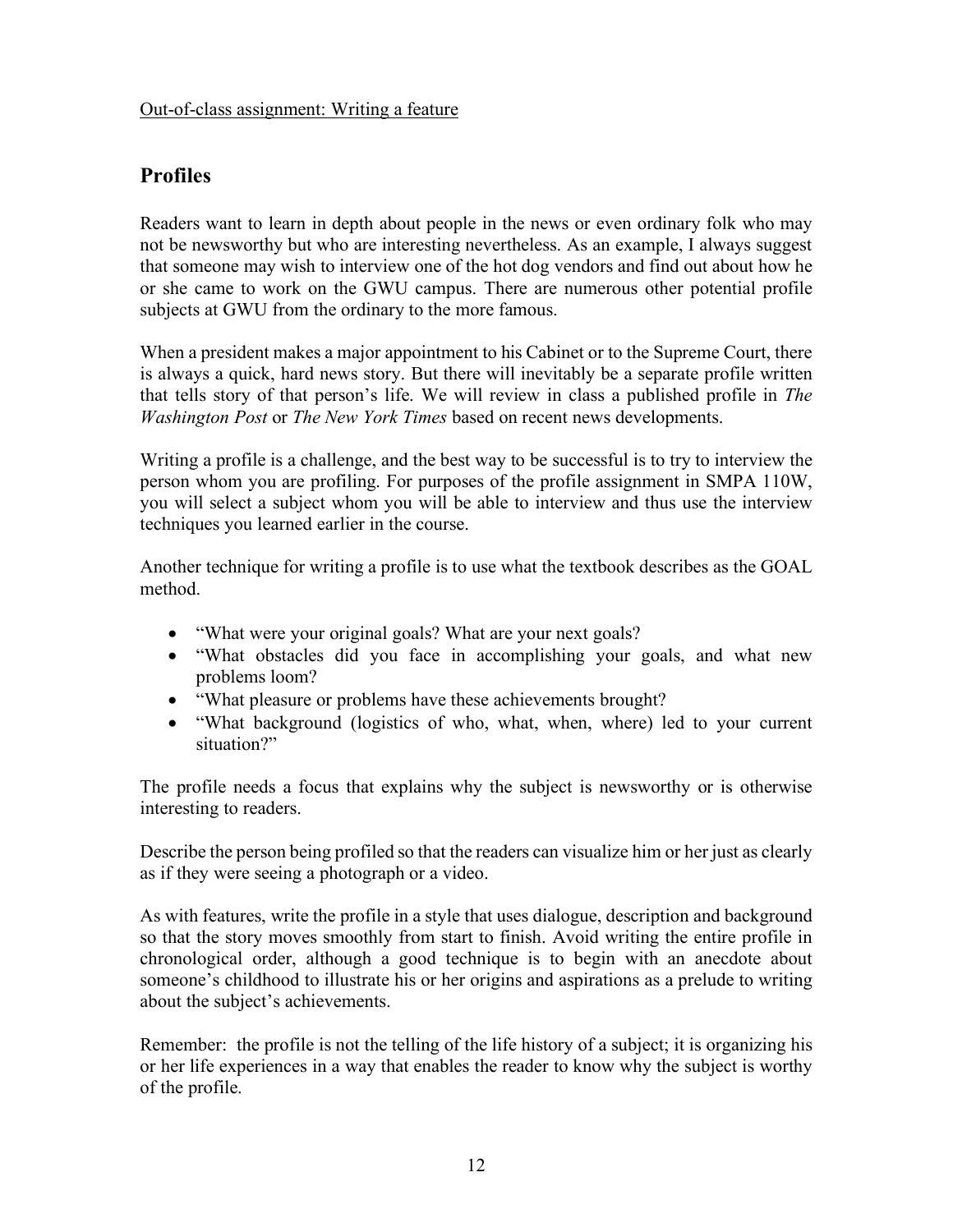Out-of-class assignment: Writing a feature

## Profiles

Readers want to learn in depth about people in the news or even ordinary folk who may not be newsworthy but who are interesting nevertheless. As an example, I always suggest that someone may wish to interview one of the hot dog vendors and find out about how he or she came to work on the GWU campus. There are numerous other potential profile subjects at GWU from the ordinary to the more famous.

When a president makes a major appointment to his Cabinet or to the Supreme Court, there is always a quick, hard news story. But there will inevitably be a separate profile written that tells story of that person's life. We will review in class a published profile in *The Washington Post* or *The New York Times* based on recent news developments.

Writing a profile is a challenge, and the best way to be successful is to try to interview the person whom you are profiling. For purposes of the profile assignment in SMPA 110W, you will select a subject whom you will be able to interview and thus use the interview techniques you learned earlier in the course.

Another technique for writing a profile is to use what the textbook describes as the GOAL method.

- "What were your original goals? What are your next goals?
- "What obstacles did you face in accomplishing your goals, and what new problems loom?
- "What pleasure or problems have these achievements brought?
- "What background (logistics of who, what, when, where) led to your current situation?"

The profile needs a focus that explains why the subject is newsworthy or is otherwise interesting to readers.

Describe the person being profiled so that the readers can visualize him or her just as clearly as if they were seeing a photograph or a video.

As with features, write the profile in a style that uses dialogue, description and background so that the story moves smoothly from start to finish. Avoid writing the entire profile in chronological order, although a good technique is to begin with an anecdote about someone's childhood to illustrate his or her origins and aspirations as a prelude to writing about the subject's achievements.

Remember: the profile is not the telling of the life history of a subject; it is organizing his or her life experiences in a way that enables the reader to know why the subject is worthy of the profile.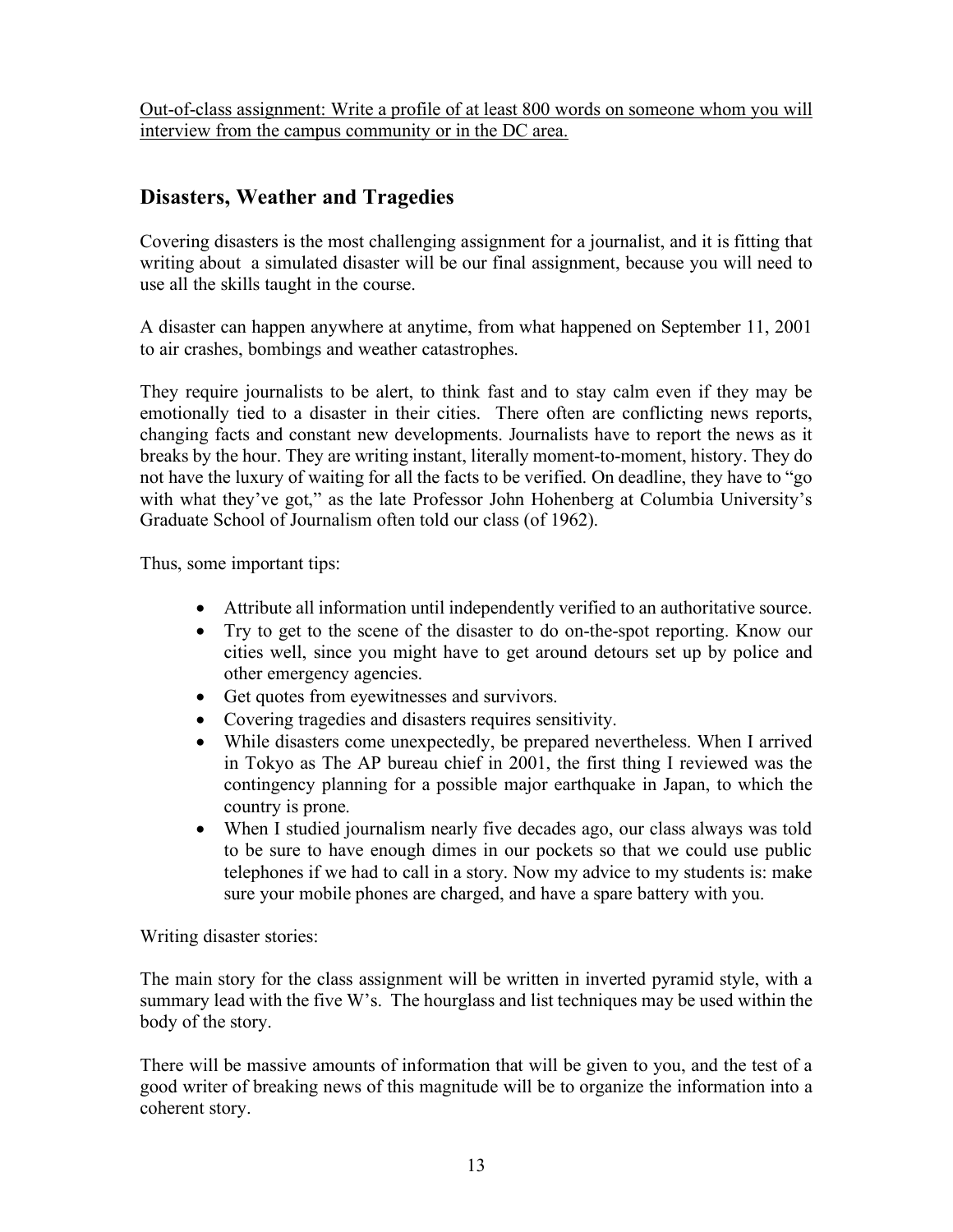<u>Out-of-class assignment: Write a profile of at least 800 words on someone whom you will interview from the campus community or in the DC area.</u>

## Disasters, Weather and Tragedies

Covering disasters is the most challenging assignment for a journalist, and it is fitting that writing about a simulated disaster will be our final assignment, because you will need to use all the skills taught in the course.

A disaster can happen anywhere at anytime, from what happened on September 11, 2001 to air crashes, bombings and weather catastrophes.

They require journalists to be alert, to think fast and to stay calm even if they may be emotionally tied to a disaster in their cities. There often are conflicting news reports, changing facts and constant new developments. Journalists have to report the news as it breaks by the hour. They are writing instant, literally moment-to-moment, history. They do not have the luxury of waiting for all the facts to be verified. On deadline, they have to "go with what they've got," as the late Professor John Hohenberg at Columbia University's Graduate School of Journalism often told our class (of 1962).

Thus, some important tips:

- Attribute all information until independently verified to an authoritative source.
- Try to get to the scene of the disaster to do on-the-spot reporting. Know our cities well, since you might have to get around detours set up by police and other emergency agencies.
- Get quotes from eyewitnesses and survivors.
- Covering tragedies and disasters requires sensitivity.
- While disasters come unexpectedly, be prepared nevertheless. When I arrived in Tokyo as The AP bureau chief in 2001, the first thing I reviewed was the contingency planning for a possible major earthquake in Japan, to which the country is prone.
- When I studied journalism nearly five decades ago, our class always was told to be sure to have enough dimes in our pockets so that we could use public telephones if we had to call in a story. Now my advice to my students is: make sure your mobile phones are charged, and have a spare battery with you.

Writing disaster stories:

The main story for the class assignment will be written in inverted pyramid style, with a summary lead with the five W's. The hourglass and list techniques may be used within the body of the story.

There will be massive amounts of information that will be given to you, and the test of a good writer of breaking news of this magnitude will be to organize the information into a coherent story.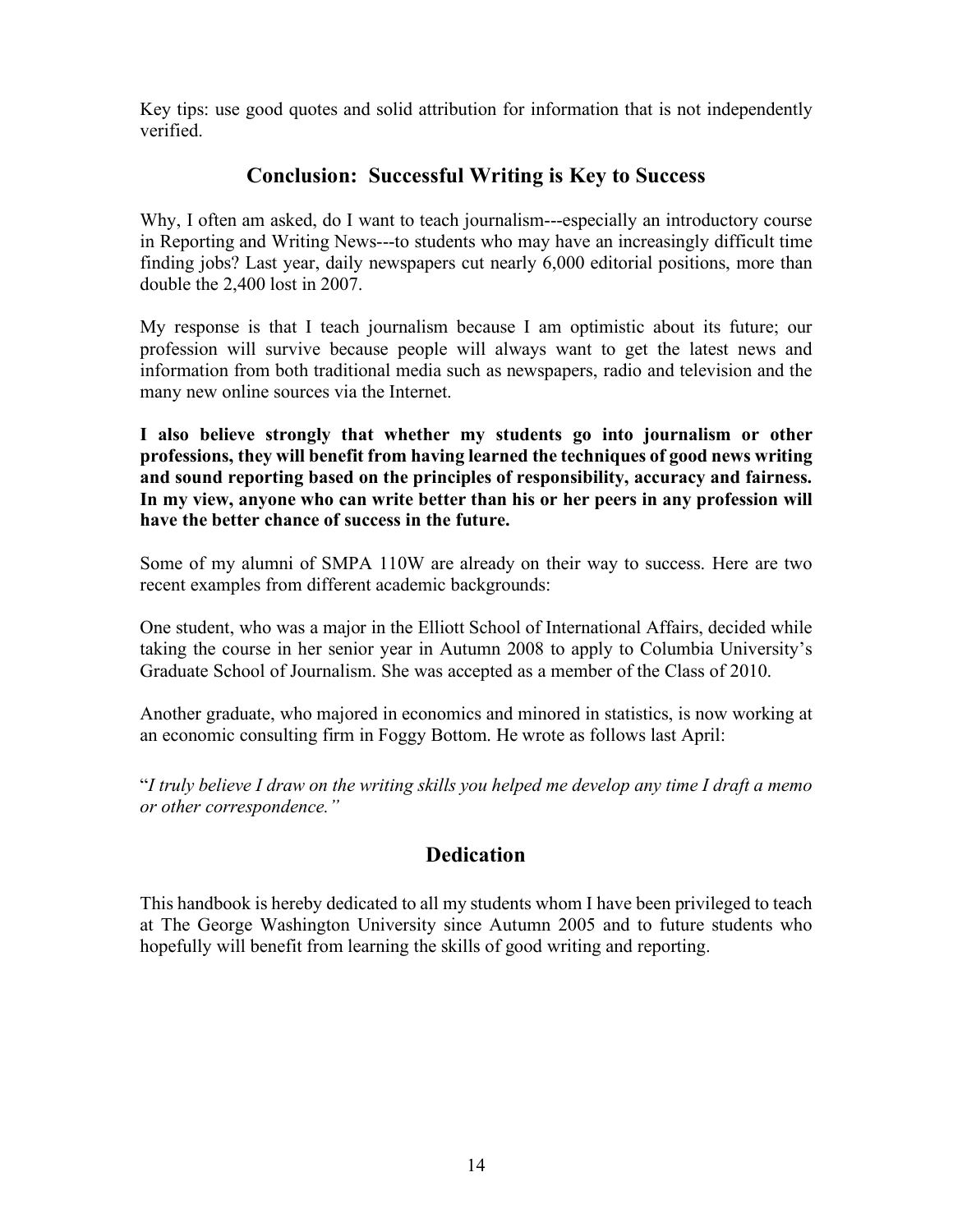Key tips: use good quotes and solid attribution for information that is not independently verified.

## Conclusion: Successful Writing is Key to Success

Why, I often am asked, do I want to teach journalism---especially an introductory course in Reporting and Writing News---to students who may have an increasingly difficult time finding jobs? Last year, daily newspapers cut nearly 6,000 editorial positions, more than double the 2,400 lost in 2007.

My response is that I teach journalism because I am optimistic about its future; our profession will survive because people will always want to get the latest news and information from both traditional media such as newspapers, radio and television and the many new online sources via the Internet.

**I also believe strongly that whether my students go into journalism or other professions, they will benefit from having learned the techniques of good news writing and sound reporting based on the principles of responsibility, accuracy and fairness. In my view, anyone who can write better than his or her peers in any profession will have the better chance of success in the future.**

Some of my alumni of SMPA 110W are already on their way to success. Here are two recent examples from different academic backgrounds:

One student, who was a major in the Elliott School of International Affairs, decided while taking the course in her senior year in Autumn 2008 to apply to Columbia University's Graduate School of Journalism. She was accepted as a member of the Class of 2010.

Another graduate, who majored in economics and minored in statistics, is now working at an economic consulting firm in Foggy Bottom. He wrote as follows last April:

"*I truly believe I draw on the writing skills you helped me develop any time I draft a memo or other correspondence.*"

## Dedication

This handbook is hereby dedicated to all my students whom I have been privileged to teach at The George Washington University since Autumn 2005 and to future students who hopefully will benefit from learning the skills of good writing and reporting.